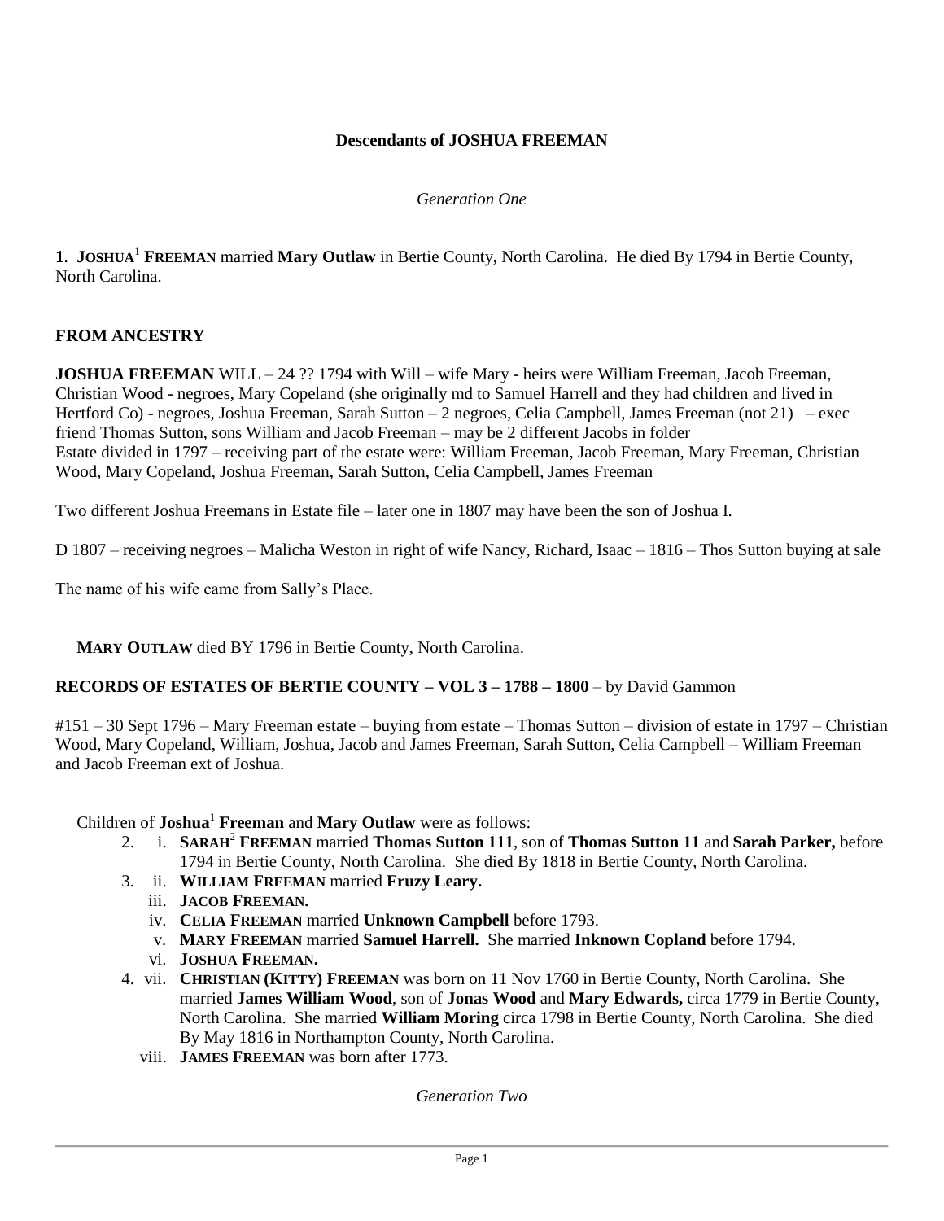# Descendants of JOSHUA FREEMAN

*Generation One*

**1**. **JOSHUA**[1] **FREEMAN** married **Mary Outlaw** in Bertie County, North Carolina. He died By 1794 in Bertie County, North Carolina.

**FROM ANCESTRY**

**JOSHUA FREEMAN** WILL – 24 ?? 1794 with Will – wife Mary - heirs were William Freeman, Jacob Freeman, Christian Wood - negroes, Mary Copeland (she originally md to Samuel Harrell and they had children and lived in Hertford Co) - negroes, Joshua Freeman, Sarah Sutton – 2 negroes, Celia Campbell, James Freeman (not 21) – exec friend Thomas Sutton, sons William and Jacob Freeman – may be 2 different Jacobs in folder
Estate divided in 1797 – receiving part of the estate were: William Freeman, Jacob Freeman, Mary Freeman, Christian Wood, Mary Copeland, Joshua Freeman, Sarah Sutton, Celia Campbell, James Freeman

Two different Joshua Freemans in Estate file – later one in 1807 may have been the son of Joshua I.

D 1807 – receiving negroes – Malicha Weston in right of wife Nancy, Richard, Isaac – 1816 – Thos Sutton buying at sale

The name of his wife came from Sally's Place.

**MARY OUTLAW** died BY 1796 in Bertie County, North Carolina.

**RECORDS OF ESTATES OF BERTIE COUNTY – VOL 3 – 1788 – 1800** – by David Gammon

#151 – 30 Sept 1796 – Mary Freeman estate – buying from estate – Thomas Sutton – division of estate in 1797 – Christian Wood, Mary Copeland, William, Joshua, Jacob and James Freeman, Sarah Sutton, Celia Campbell – William Freeman and Jacob Freeman ext of Joshua.

Children of **Joshua**[1] **Freeman** and **Mary Outlaw** were as follows:

- 2. i. **SARAH**[2] **FREEMAN** married **Thomas Sutton 111**, son of **Thomas Sutton 11** and **Sarah Parker,** before 1794 in Bertie County, North Carolina. She died By 1818 in Bertie County, North Carolina.
- 3. ii. **WILLIAM FREEMAN** married **Fruzy Leary.**
- iii. **JACOB FREEMAN.**
- iv. **CELIA FREEMAN** married **Unknown Campbell** before 1793.
- v. **MARY FREEMAN** married **Samuel Harrell.** She married **Inknown Copland** before 1794.
- vi. **JOSHUA FREEMAN.**
- 4. vii. **CHRISTIAN (KITTY) FREEMAN** was born on 11 Nov 1760 in Bertie County, North Carolina. She married **James William Wood**, son of **Jonas Wood** and **Mary Edwards,** circa 1779 in Bertie County, North Carolina. She married **William Moring** circa 1798 in Bertie County, North Carolina. She died By May 1816 in Northampton County, North Carolina.
- viii. **JAMES FREEMAN** was born after 1773.

*Generation Two*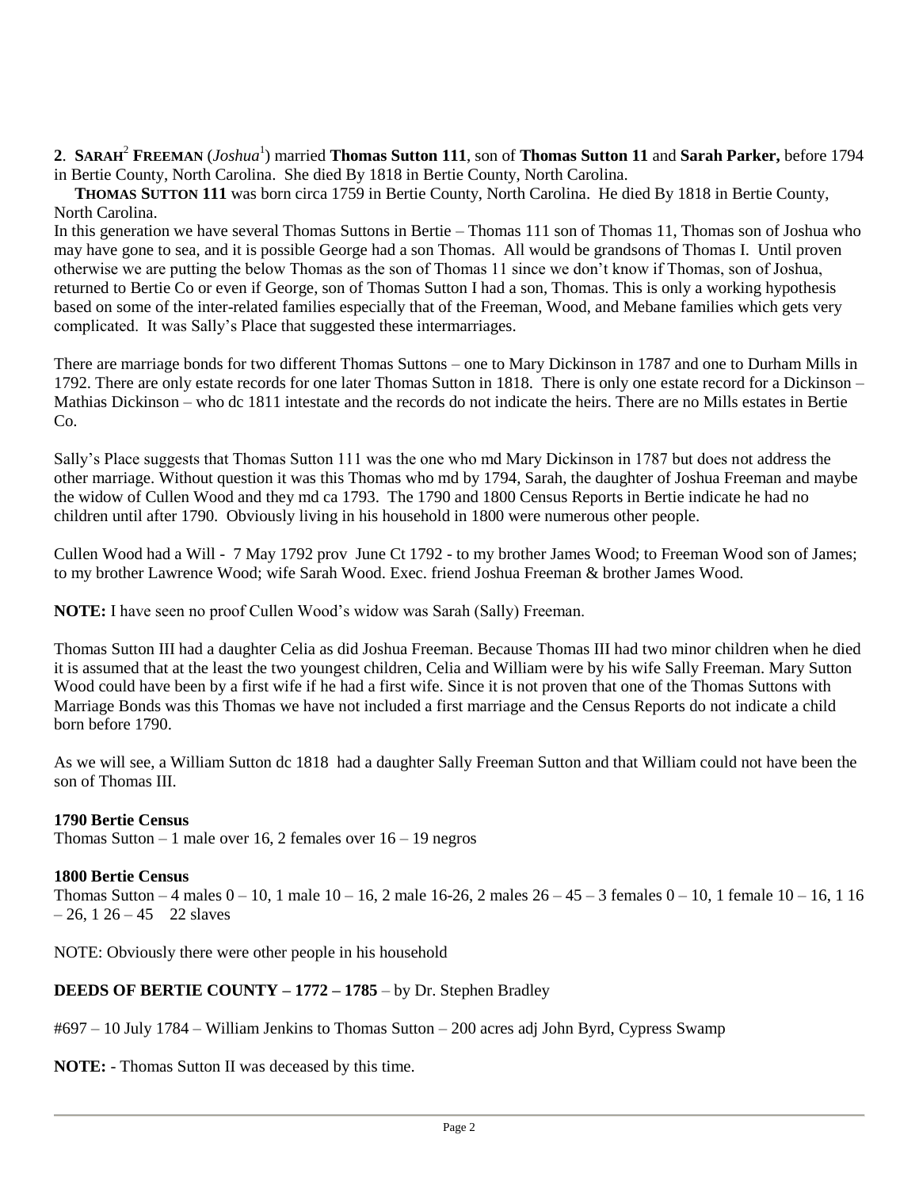**2**. **SARAH**[2] **FREEMAN** (*Joshua*[1]) married **Thomas Sutton 111**, son of **Thomas Sutton 11** and **Sarah Parker,** before 1794 in Bertie County, North Carolina. She died By 1818 in Bertie County, North Carolina.

**THOMAS SUTTON 111** was born circa 1759 in Bertie County, North Carolina. He died By 1818 in Bertie County, North Carolina.

In this generation we have several Thomas Suttons in Bertie – Thomas 111 son of Thomas 11, Thomas son of Joshua who may have gone to sea, and it is possible George had a son Thomas. All would be grandsons of Thomas I. Until proven otherwise we are putting the below Thomas as the son of Thomas 11 since we don't know if Thomas, son of Joshua, returned to Bertie Co or even if George, son of Thomas Sutton I had a son, Thomas. This is only a working hypothesis based on some of the inter-related families especially that of the Freeman, Wood, and Mebane families which gets very complicated. It was Sally's Place that suggested these intermarriages.

There are marriage bonds for two different Thomas Suttons – one to Mary Dickinson in 1787 and one to Durham Mills in 1792. There are only estate records for one later Thomas Sutton in 1818. There is only one estate record for a Dickinson – Mathias Dickinson – who dc 1811 intestate and the records do not indicate the heirs. There are no Mills estates in Bertie Co.

Sally's Place suggests that Thomas Sutton 111 was the one who md Mary Dickinson in 1787 but does not address the other marriage. Without question it was this Thomas who md by 1794, Sarah, the daughter of Joshua Freeman and maybe the widow of Cullen Wood and they md ca 1793. The 1790 and 1800 Census Reports in Bertie indicate he had no children until after 1790. Obviously living in his household in 1800 were numerous other people.

Cullen Wood had a Will - 7 May 1792 prov June Ct 1792 - to my brother James Wood; to Freeman Wood son of James; to my brother Lawrence Wood; wife Sarah Wood. Exec. friend Joshua Freeman & brother James Wood.

**NOTE:** I have seen no proof Cullen Wood's widow was Sarah (Sally) Freeman.

Thomas Sutton III had a daughter Celia as did Joshua Freeman. Because Thomas III had two minor children when he died it is assumed that at the least the two youngest children, Celia and William were by his wife Sally Freeman. Mary Sutton Wood could have been by a first wife if he had a first wife. Since it is not proven that one of the Thomas Suttons with Marriage Bonds was this Thomas we have not included a first marriage and the Census Reports do not indicate a child born before 1790.

As we will see, a William Sutton dc 1818 had a daughter Sally Freeman Sutton and that William could not have been the son of Thomas III.

**1790 Bertie Census**

Thomas Sutton – 1 male over 16, 2 females over 16 – 19 negros

**1800 Bertie Census**

Thomas Sutton – 4 males 0 – 10, 1 male 10 – 16, 2 male 16-26, 2 males 26 – 45 – 3 females 0 – 10, 1 female 10 – 16, 1 16 – 26, 1 26 – 45 22 slaves

NOTE: Obviously there were other people in his household

**DEEDS OF BERTIE COUNTY – 1772 – 1785** – by Dr. Stephen Bradley

#697 – 10 July 1784 – William Jenkins to Thomas Sutton – 200 acres adj John Byrd, Cypress Swamp

**NOTE:** - Thomas Sutton II was deceased by this time.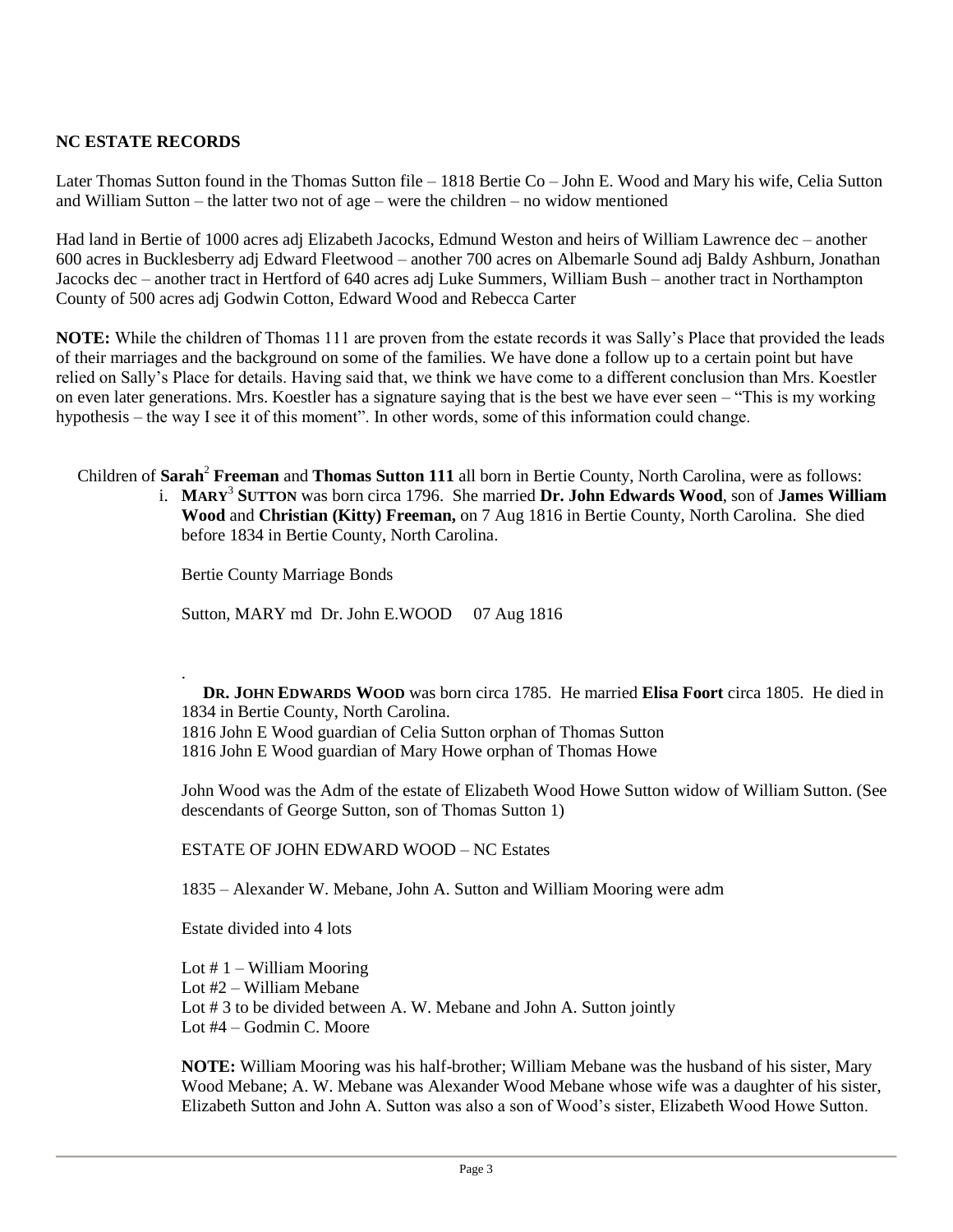**NC ESTATE RECORDS**

Later Thomas Sutton found in the Thomas Sutton file – 1818 Bertie Co – John E. Wood and Mary his wife, Celia Sutton and William Sutton – the latter two not of age – were the children – no widow mentioned

Had land in Bertie of 1000 acres adj Elizabeth Jacocks, Edmund Weston and heirs of William Lawrence dec – another 600 acres in Bucklesberry adj Edward Fleetwood – another 700 acres on Albemarle Sound adj Baldy Ashburn, Jonathan Jacocks dec – another tract in Hertford of 640 acres adj Luke Summers, William Bush – another tract in Northampton County of 500 acres adj Godwin Cotton, Edward Wood and Rebecca Carter

**NOTE:** While the children of Thomas 111 are proven from the estate records it was Sally's Place that provided the leads of their marriages and the background on some of the families. We have done a follow up to a certain point but have relied on Sally's Place for details. Having said that, we think we have come to a different conclusion than Mrs. Koestler on even later generations. Mrs. Koestler has a signature saying that is the best we have ever seen – "This is my working hypothesis – the way I see it of this moment". In other words, some of this information could change.

Children of **Sarah**[2] **Freeman** and **Thomas Sutton 111** all born in Bertie County, North Carolina, were as follows:

i. **MARY**[3] **SUTTON** was born circa 1796. She married **Dr. John Edwards Wood**, son of **James William Wood** and **Christian (Kitty) Freeman,** on 7 Aug 1816 in Bertie County, North Carolina. She died before 1834 in Bertie County, North Carolina.

Bertie County Marriage Bonds

Sutton, MARY md Dr. John E.WOOD 07 Aug 1816

.

**DR. JOHN EDWARDS WOOD** was born circa 1785. He married **Elisa Foort** circa 1805. He died in 1834 in Bertie County, North Carolina.
1816 John E Wood guardian of Celia Sutton orphan of Thomas Sutton
1816 John E Wood guardian of Mary Howe orphan of Thomas Howe

John Wood was the Adm of the estate of Elizabeth Wood Howe Sutton widow of William Sutton. (See descendants of George Sutton, son of Thomas Sutton 1)

ESTATE OF JOHN EDWARD WOOD – NC Estates

1835 – Alexander W. Mebane, John A. Sutton and William Mooring were adm

Estate divided into 4 lots

Lot # 1 – William Mooring
Lot #2 – William Mebane
Lot # 3 to be divided between A. W. Mebane and John A. Sutton jointly
Lot #4 – Godmin C. Moore

**NOTE:** William Mooring was his half-brother; William Mebane was the husband of his sister, Mary Wood Mebane; A. W. Mebane was Alexander Wood Mebane whose wife was a daughter of his sister, Elizabeth Sutton and John A. Sutton was also a son of Wood's sister, Elizabeth Wood Howe Sutton.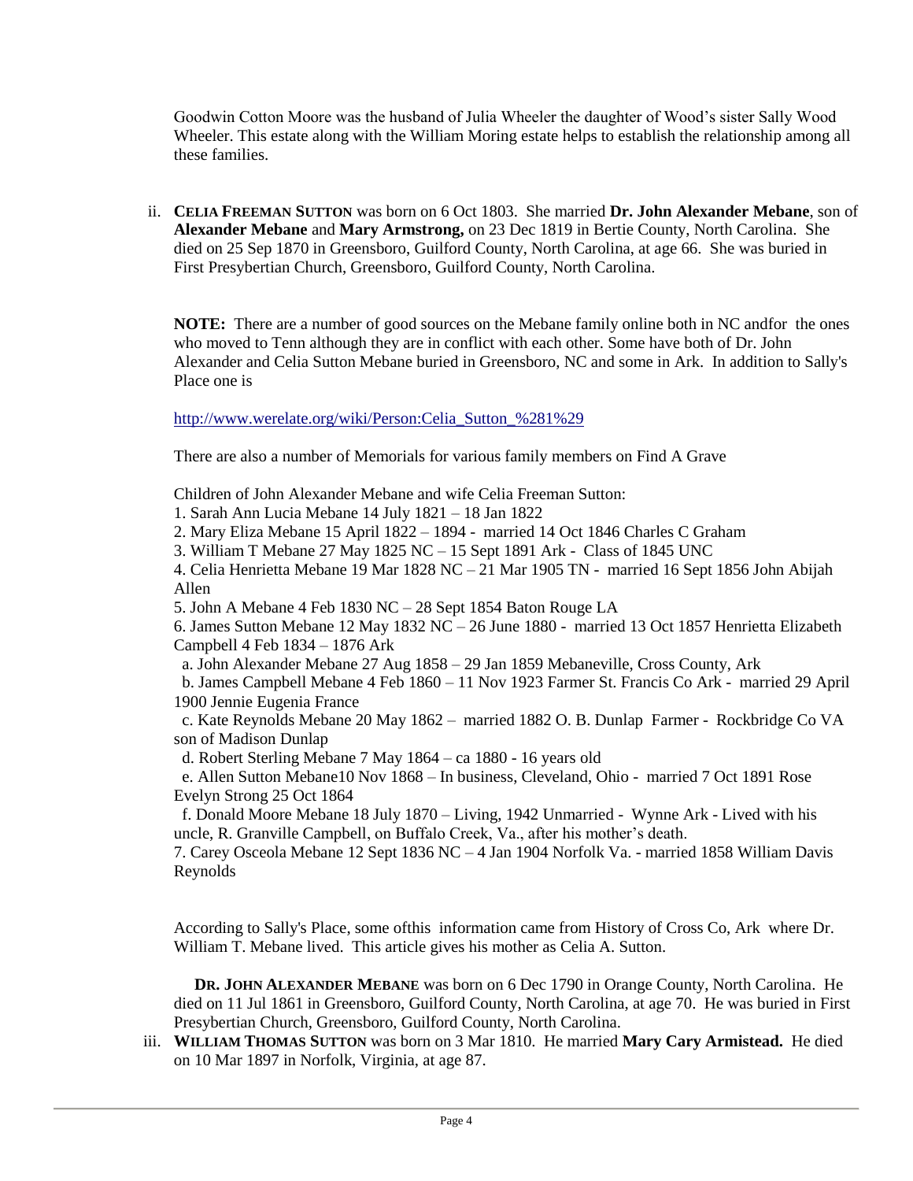Goodwin Cotton Moore was the husband of Julia Wheeler the daughter of Wood's sister Sally Wood Wheeler. This estate along with the William Moring estate helps to establish the relationship among all these families.

ii. **CELIA FREEMAN SUTTON** was born on 6 Oct 1803. She married **Dr. John Alexander Mebane**, son of **Alexander Mebane** and **Mary Armstrong,** on 23 Dec 1819 in Bertie County, North Carolina. She died on 25 Sep 1870 in Greensboro, Guilford County, North Carolina, at age 66. She was buried in First Presybertian Church, Greensboro, Guilford County, North Carolina.

**NOTE:** There are a number of good sources on the Mebane family online both in NC andfor the ones who moved to Tenn although they are in conflict with each other. Some have both of Dr. John Alexander and Celia Sutton Mebane buried in Greensboro, NC and some in Ark. In addition to Sally's Place one is

[http://www.werelate.org/wiki/Person:Celia_Sutton_%281%29](http://www.werelate.org/wiki/Person:Celia_Sutton_%281%29)

There are also a number of Memorials for various family members on Find A Grave

Children of John Alexander Mebane and wife Celia Freeman Sutton:

1. Sarah Ann Lucia Mebane 14 July 1821 – 18 Jan 1822
2. Mary Eliza Mebane 15 April 1822 – 1894 - married 14 Oct 1846 Charles C Graham
3. William T Mebane 27 May 1825 NC – 15 Sept 1891 Ark - Class of 1845 UNC
4. Celia Henrietta Mebane 19 Mar 1828 NC – 21 Mar 1905 TN - married 16 Sept 1856 John Abijah Allen
5. John A Mebane 4 Feb 1830 NC – 28 Sept 1854 Baton Rouge LA
6. James Sutton Mebane 12 May 1832 NC – 26 June 1880 - married 13 Oct 1857 Henrietta Elizabeth Campbell 4 Feb 1834 – 1876 Ark
   a. John Alexander Mebane 27 Aug 1858 – 29 Jan 1859 Mebaneville, Cross County, Ark
   b. James Campbell Mebane 4 Feb 1860 – 11 Nov 1923 Farmer St. Francis Co Ark - married 29 April 1900 Jennie Eugenia France
   c. Kate Reynolds Mebane 20 May 1862 – married 1882 O. B. Dunlap Farmer - Rockbridge Co VA son of Madison Dunlap
   d. Robert Sterling Mebane 7 May 1864 – ca 1880 - 16 years old
   e. Allen Sutton Mebane10 Nov 1868 – In business, Cleveland, Ohio - married 7 Oct 1891 Rose Evelyn Strong 25 Oct 1864
   f. Donald Moore Mebane 18 July 1870 – Living, 1942 Unmarried - Wynne Ark - Lived with his uncle, R. Granville Campbell, on Buffalo Creek, Va., after his mother's death.
7. Carey Osceola Mebane 12 Sept 1836 NC – 4 Jan 1904 Norfolk Va. - married 1858 William Davis Reynolds

According to Sally's Place, some ofthis information came from History of Cross Co, Ark where Dr. William T. Mebane lived. This article gives his mother as Celia A. Sutton.

**DR. JOHN ALEXANDER MEBANE** was born on 6 Dec 1790 in Orange County, North Carolina. He died on 11 Jul 1861 in Greensboro, Guilford County, North Carolina, at age 70. He was buried in First Presybertian Church, Greensboro, Guilford County, North Carolina.

iii. **WILLIAM THOMAS SUTTON** was born on 3 Mar 1810. He married **Mary Cary Armistead.** He died on 10 Mar 1897 in Norfolk, Virginia, at age 87.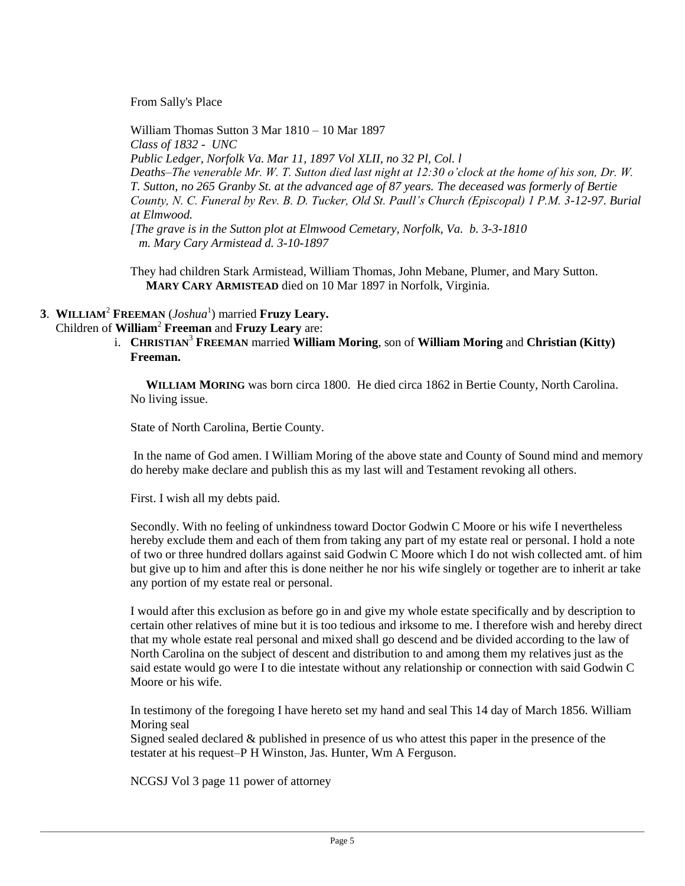From Sally's Place

William Thomas Sutton 3 Mar 1810 – 10 Mar 1897
*Class of 1832 - UNC*
*Public Ledger, Norfolk Va. Mar 11, 1897 Vol XLII, no 32 Pl, Col. l*
*Deaths–The venerable Mr. W. T. Sutton died last night at 12:30 o'clock at the home of his son, Dr. W. T. Sutton, no 265 Granby St. at the advanced age of 87 years. The deceased was formerly of Bertie County, N. C. Funeral by Rev. B. D. Tucker, Old St. Paull's Church (Episcopal) 1 P.M. 3-12-97. Burial at Elmwood.*
*[The grave is in the Sutton plot at Elmwood Cemetary, Norfolk, Va. b. 3-3-1810*
*m. Mary Cary Armistead d. 3-10-1897*

They had children Stark Armistead, William Thomas, John Mebane, Plumer, and Mary Sutton.
**MARY CARY ARMISTEAD** died on 10 Mar 1897 in Norfolk, Virginia.

**3**. **WILLIAM**[2] **FREEMAN** (*Joshua*[1]) married **Fruzy Leary.**
Children of **William**[2] **Freeman** and **Fruzy Leary** are:

i. **CHRISTIAN**[3] **FREEMAN** married **William Moring**, son of **William Moring** and **Christian (Kitty) Freeman.**

**WILLIAM MORING** was born circa 1800. He died circa 1862 in Bertie County, North Carolina. No living issue.

State of North Carolina, Bertie County.

In the name of God amen. I William Moring of the above state and County of Sound mind and memory do hereby make declare and publish this as my last will and Testament revoking all others.

First. I wish all my debts paid.

Secondly. With no feeling of unkindness toward Doctor Godwin C Moore or his wife I nevertheless hereby exclude them and each of them from taking any part of my estate real or personal. I hold a note of two or three hundred dollars against said Godwin C Moore which I do not wish collected amt. of him but give up to him and after this is done neither he nor his wife singlely or together are to inherit ar take any portion of my estate real or personal.

I would after this exclusion as before go in and give my whole estate specifically and by description to certain other relatives of mine but it is too tedious and irksome to me. I therefore wish and hereby direct that my whole estate real personal and mixed shall go descend and be divided according to the law of North Carolina on the subject of descent and distribution to and among them my relatives just as the said estate would go were I to die intestate without any relationship or connection with said Godwin C Moore or his wife.

In testimony of the foregoing I have hereto set my hand and seal This 14 day of March 1856. William Moring seal
Signed sealed declared & published in presence of us who attest this paper in the presence of the testater at his request–P H Winston, Jas. Hunter, Wm A Ferguson.

NCGSJ Vol 3 page 11 power of attorney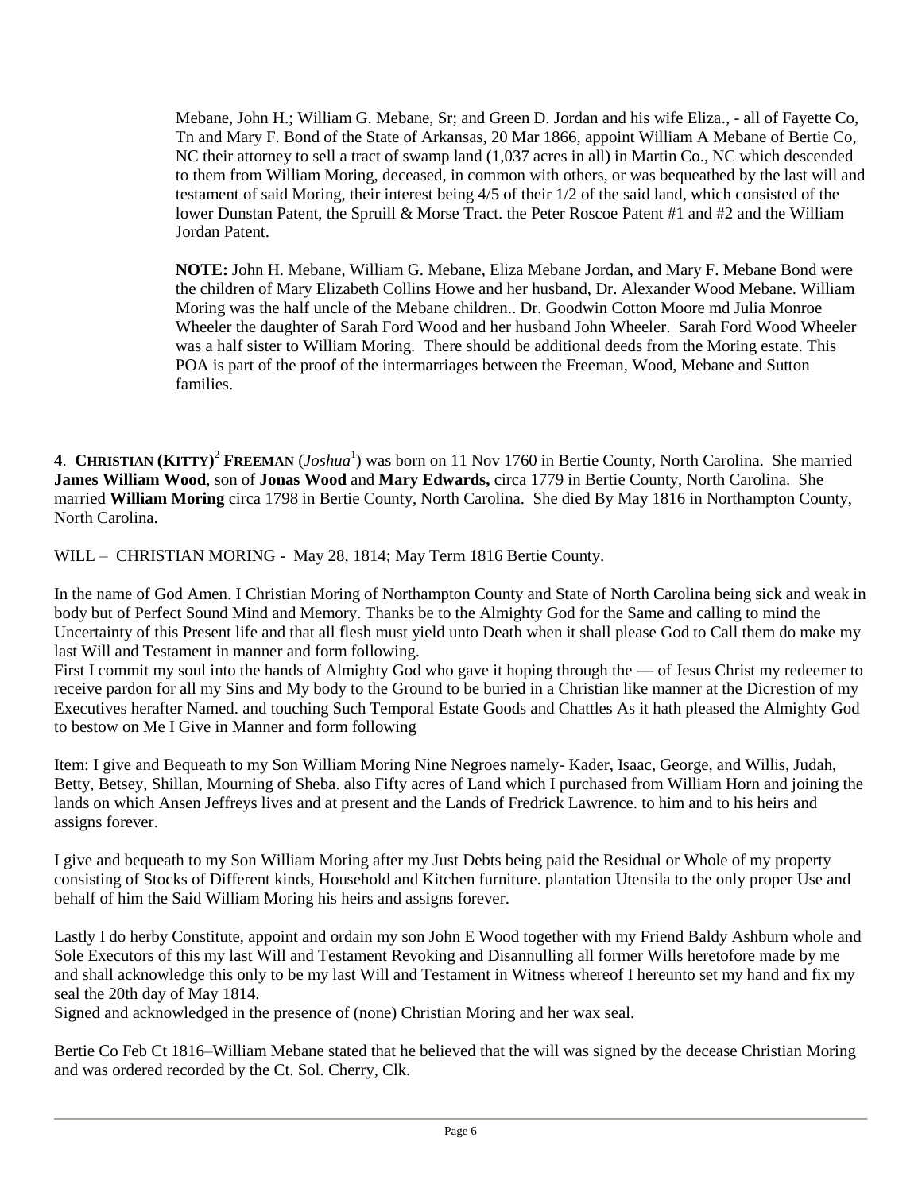Mebane, John H.; William G. Mebane, Sr; and Green D. Jordan and his wife Eliza., - all of Fayette Co, Tn and Mary F. Bond of the State of Arkansas, 20 Mar 1866, appoint William A Mebane of Bertie Co, NC their attorney to sell a tract of swamp land (1,037 acres in all) in Martin Co., NC which descended to them from William Moring, deceased, in common with others, or was bequeathed by the last will and testament of said Moring, their interest being 4/5 of their 1/2 of the said land, which consisted of the lower Dunstan Patent, the Spruill & Morse Tract. the Peter Roscoe Patent #1 and #2 and the William Jordan Patent.

**NOTE:** John H. Mebane, William G. Mebane, Eliza Mebane Jordan, and Mary F. Mebane Bond were the children of Mary Elizabeth Collins Howe and her husband, Dr. Alexander Wood Mebane. William Moring was the half uncle of the Mebane children.. Dr. Goodwin Cotton Moore md Julia Monroe Wheeler the daughter of Sarah Ford Wood and her husband John Wheeler. Sarah Ford Wood Wheeler was a half sister to William Moring. There should be additional deeds from the Moring estate. This POA is part of the proof of the intermarriages between the Freeman, Wood, Mebane and Sutton families.

**4**. **CHRISTIAN (KITTY)[2] FREEMAN** (*Joshua*[1]) was born on 11 Nov 1760 in Bertie County, North Carolina. She married **James William Wood**, son of **Jonas Wood** and **Mary Edwards,** circa 1779 in Bertie County, North Carolina. She married **William Moring** circa 1798 in Bertie County, North Carolina. She died By May 1816 in Northampton County, North Carolina.

WILL – CHRISTIAN MORING - May 28, 1814; May Term 1816 Bertie County.

In the name of God Amen. I Christian Moring of Northampton County and State of North Carolina being sick and weak in body but of Perfect Sound Mind and Memory. Thanks be to the Almighty God for the Same and calling to mind the Uncertainty of this Present life and that all flesh must yield unto Death when it shall please God to Call them do make my last Will and Testament in manner and form following.
First I commit my soul into the hands of Almighty God who gave it hoping through the — of Jesus Christ my redeemer to receive pardon for all my Sins and My body to the Ground to be buried in a Christian like manner at the Dicrestion of my Executives herafter Named. and touching Such Temporal Estate Goods and Chattles As it hath pleased the Almighty God to bestow on Me I Give in Manner and form following

Item: I give and Bequeath to my Son William Moring Nine Negroes namely- Kader, Isaac, George, and Willis, Judah, Betty, Betsey, Shillan, Mourning of Sheba. also Fifty acres of Land which I purchased from William Horn and joining the lands on which Ansen Jeffreys lives and at present and the Lands of Fredrick Lawrence. to him and to his heirs and assigns forever.

I give and bequeath to my Son William Moring after my Just Debts being paid the Residual or Whole of my property consisting of Stocks of Different kinds, Household and Kitchen furniture. plantation Utensila to the only proper Use and behalf of him the Said William Moring his heirs and assigns forever.

Lastly I do herby Constitute, appoint and ordain my son John E Wood together with my Friend Baldy Ashburn whole and Sole Executors of this my last Will and Testament Revoking and Disannulling all former Wills heretofore made by me and shall acknowledge this only to be my last Will and Testament in Witness whereof I hereunto set my hand and fix my seal the 20th day of May 1814.
Signed and acknowledged in the presence of (none) Christian Moring and her wax seal.

Bertie Co Feb Ct 1816–William Mebane stated that he believed that the will was signed by the decease Christian Moring and was ordered recorded by the Ct. Sol. Cherry, Clk.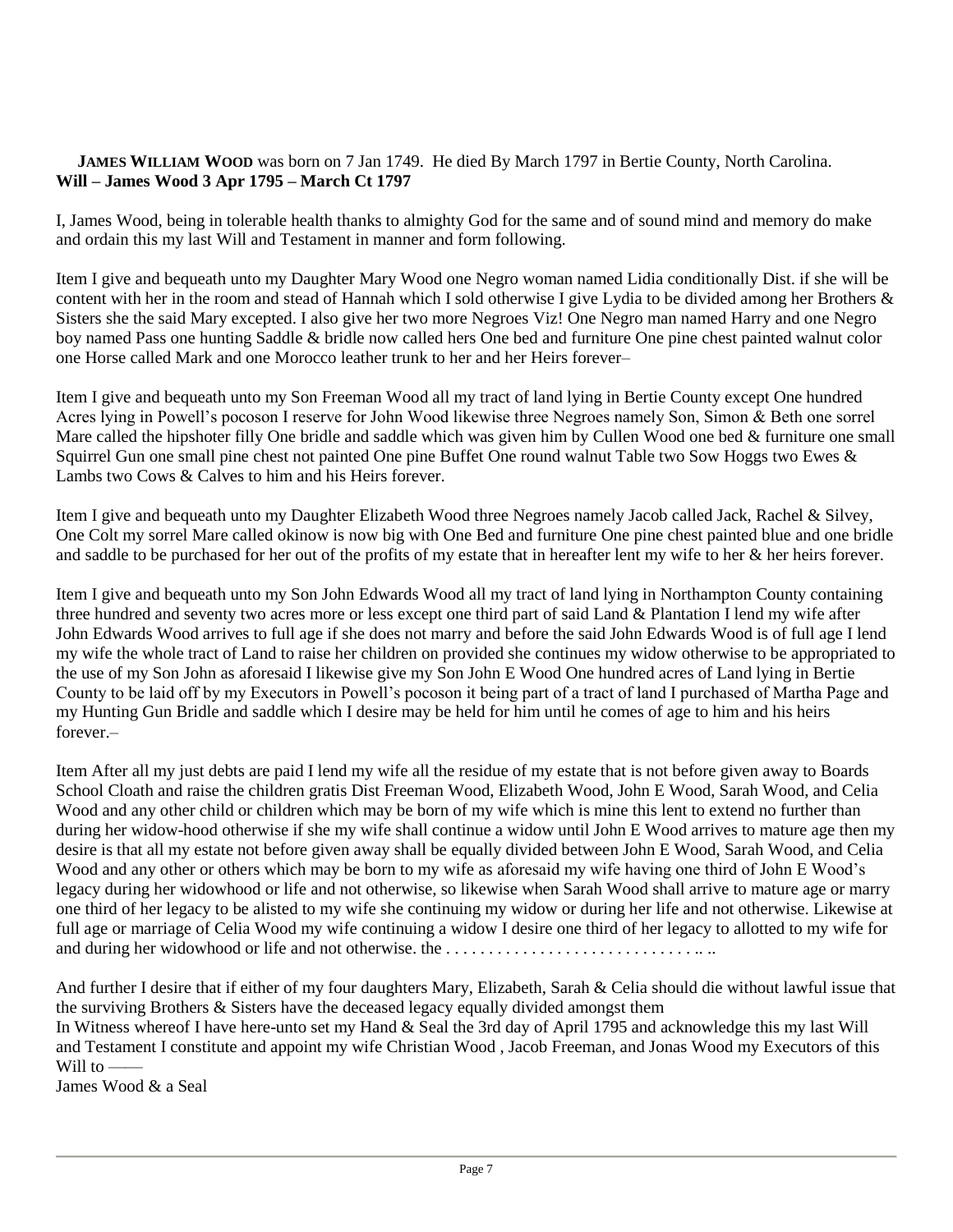**JAMES WILLIAM WOOD** was born on 7 Jan 1749. He died By March 1797 in Bertie County, North Carolina.
**Will – James Wood 3 Apr 1795 – March Ct 1797**

I, James Wood, being in tolerable health thanks to almighty God for the same and of sound mind and memory do make and ordain this my last Will and Testament in manner and form following.

Item I give and bequeath unto my Daughter Mary Wood one Negro woman named Lidia conditionally Dist. if she will be content with her in the room and stead of Hannah which I sold otherwise I give Lydia to be divided among her Brothers & Sisters she the said Mary excepted. I also give her two more Negroes Viz! One Negro man named Harry and one Negro boy named Pass one hunting Saddle & bridle now called hers One bed and furniture One pine chest painted walnut color one Horse called Mark and one Morocco leather trunk to her and her Heirs forever–

Item I give and bequeath unto my Son Freeman Wood all my tract of land lying in Bertie County except One hundred Acres lying in Powell's pocoson I reserve for John Wood likewise three Negroes namely Son, Simon & Beth one sorrel Mare called the hipshoter filly One bridle and saddle which was given him by Cullen Wood one bed & furniture one small Squirrel Gun one small pine chest not painted One pine Buffet One round walnut Table two Sow Hoggs two Ewes & Lambs two Cows & Calves to him and his Heirs forever.

Item I give and bequeath unto my Daughter Elizabeth Wood three Negroes namely Jacob called Jack, Rachel & Silvey, One Colt my sorrel Mare called okinow is now big with One Bed and furniture One pine chest painted blue and one bridle and saddle to be purchased for her out of the profits of my estate that in hereafter lent my wife to her & her heirs forever.

Item I give and bequeath unto my Son John Edwards Wood all my tract of land lying in Northampton County containing three hundred and seventy two acres more or less except one third part of said Land & Plantation I lend my wife after John Edwards Wood arrives to full age if she does not marry and before the said John Edwards Wood is of full age I lend my wife the whole tract of Land to raise her children on provided she continues my widow otherwise to be appropriated to the use of my Son John as aforesaid I likewise give my Son John E Wood One hundred acres of Land lying in Bertie County to be laid off by my Executors in Powell's pocoson it being part of a tract of land I purchased of Martha Page and my Hunting Gun Bridle and saddle which I desire may be held for him until he comes of age to him and his heirs forever.–

Item After all my just debts are paid I lend my wife all the residue of my estate that is not before given away to Boards School Cloath and raise the children gratis Dist Freeman Wood, Elizabeth Wood, John E Wood, Sarah Wood, and Celia Wood and any other child or children which may be born of my wife which is mine this lent to extend no further than during her widow-hood otherwise if she my wife shall continue a widow until John E Wood arrives to mature age then my desire is that all my estate not before given away shall be equally divided between John E Wood, Sarah Wood, and Celia Wood and any other or others which may be born to my wife as aforesaid my wife having one third of John E Wood's legacy during her widowhood or life and not otherwise, so likewise when Sarah Wood shall arrive to mature age or marry one third of her legacy to be alisted to my wife she continuing my widow or during her life and not otherwise. Likewise at full age or marriage of Celia Wood my wife continuing a widow I desire one third of her legacy to allotted to my wife for and during her widowhood or life and not otherwise. the . . . . . . . . . . . . . . . . . . . . . . . . . . . . . .. ..

And further I desire that if either of my four daughters Mary, Elizabeth, Sarah & Celia should die without lawful issue that the surviving Brothers & Sisters have the deceased legacy equally divided amongst them
In Witness whereof I have here-unto set my Hand & Seal the 3rd day of April 1795 and acknowledge this my last Will and Testament I constitute and appoint my wife Christian Wood , Jacob Freeman, and Jonas Wood my Executors of this Will to ——
James Wood & a Seal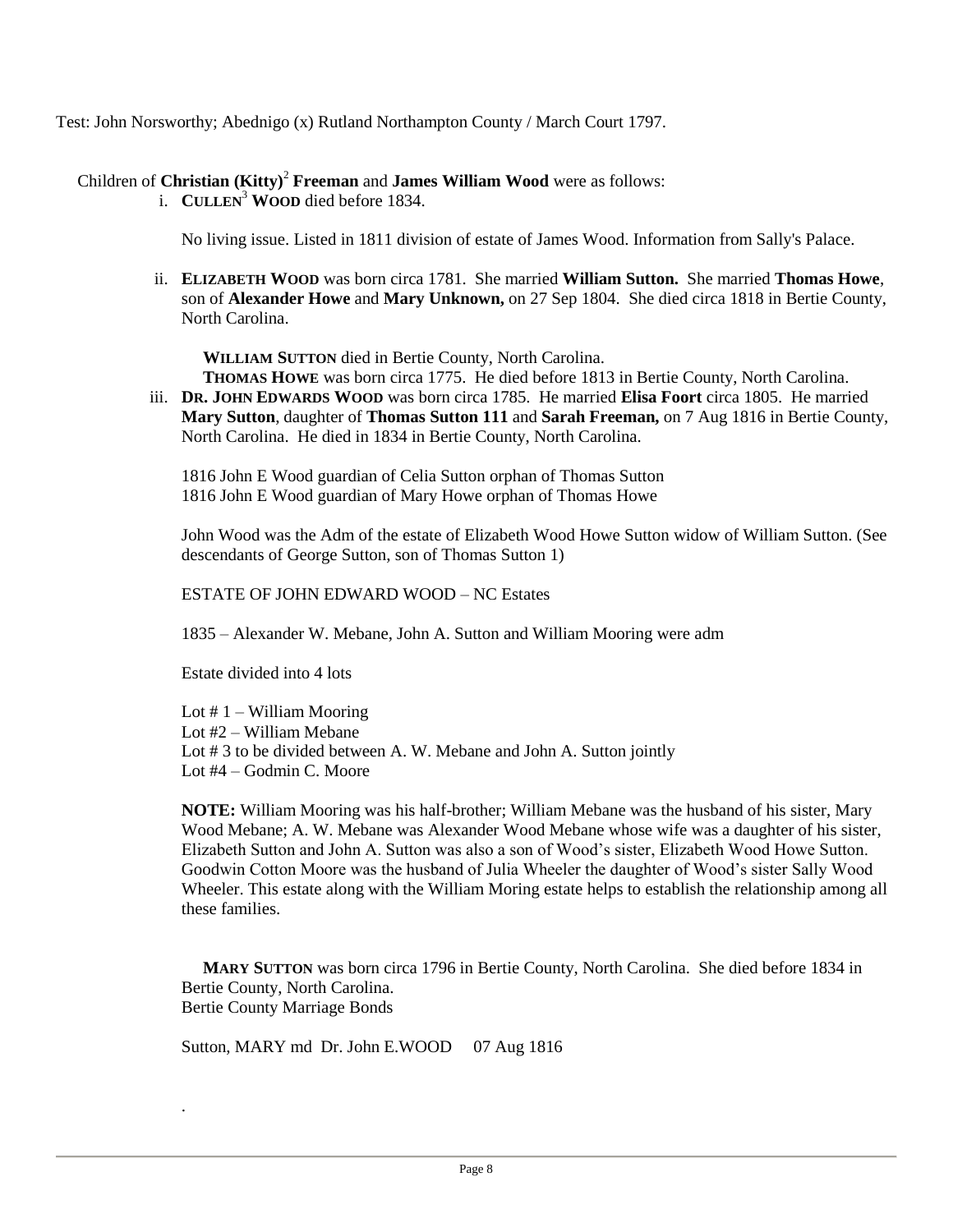Test: John Norsworthy; Abednigo (x) Rutland Northampton County / March Court 1797.

Children of **Christian (Kitty)**[2] **Freeman** and **James William Wood** were as follows:

i. **CULLEN**[3] **WOOD** died before 1834.

   No living issue. Listed in 1811 division of estate of James Wood. Information from Sally's Palace.

ii. **ELIZABETH WOOD** was born circa 1781. She married **William Sutton.** She married **Thomas Howe**, son of **Alexander Howe** and **Mary Unknown,** on 27 Sep 1804. She died circa 1818 in Bertie County, North Carolina.

   **WILLIAM SUTTON** died in Bertie County, North Carolina.
   **THOMAS HOWE** was born circa 1775. He died before 1813 in Bertie County, North Carolina.

iii. **DR. JOHN EDWARDS WOOD** was born circa 1785. He married **Elisa Foort** circa 1805. He married **Mary Sutton**, daughter of **Thomas Sutton 111** and **Sarah Freeman,** on 7 Aug 1816 in Bertie County, North Carolina. He died in 1834 in Bertie County, North Carolina.

   1816 John E Wood guardian of Celia Sutton orphan of Thomas Sutton
   1816 John E Wood guardian of Mary Howe orphan of Thomas Howe

   John Wood was the Adm of the estate of Elizabeth Wood Howe Sutton widow of William Sutton. (See descendants of George Sutton, son of Thomas Sutton 1)

   ESTATE OF JOHN EDWARD WOOD – NC Estates

   1835 – Alexander W. Mebane, John A. Sutton and William Mooring were adm

   Estate divided into 4 lots

   Lot # 1 – William Mooring
   Lot #2 – William Mebane
   Lot # 3 to be divided between A. W. Mebane and John A. Sutton jointly
   Lot #4 – Godmin C. Moore

   **NOTE:** William Mooring was his half-brother; William Mebane was the husband of his sister, Mary Wood Mebane; A. W. Mebane was Alexander Wood Mebane whose wife was a daughter of his sister, Elizabeth Sutton and John A. Sutton was also a son of Wood's sister, Elizabeth Wood Howe Sutton. Goodwin Cotton Moore was the husband of Julia Wheeler the daughter of Wood's sister Sally Wood Wheeler. This estate along with the William Moring estate helps to establish the relationship among all these families.

   **MARY SUTTON** was born circa 1796 in Bertie County, North Carolina. She died before 1834 in Bertie County, North Carolina.
   Bertie County Marriage Bonds

   Sutton, MARY md Dr. John E.WOOD 07 Aug 1816

   .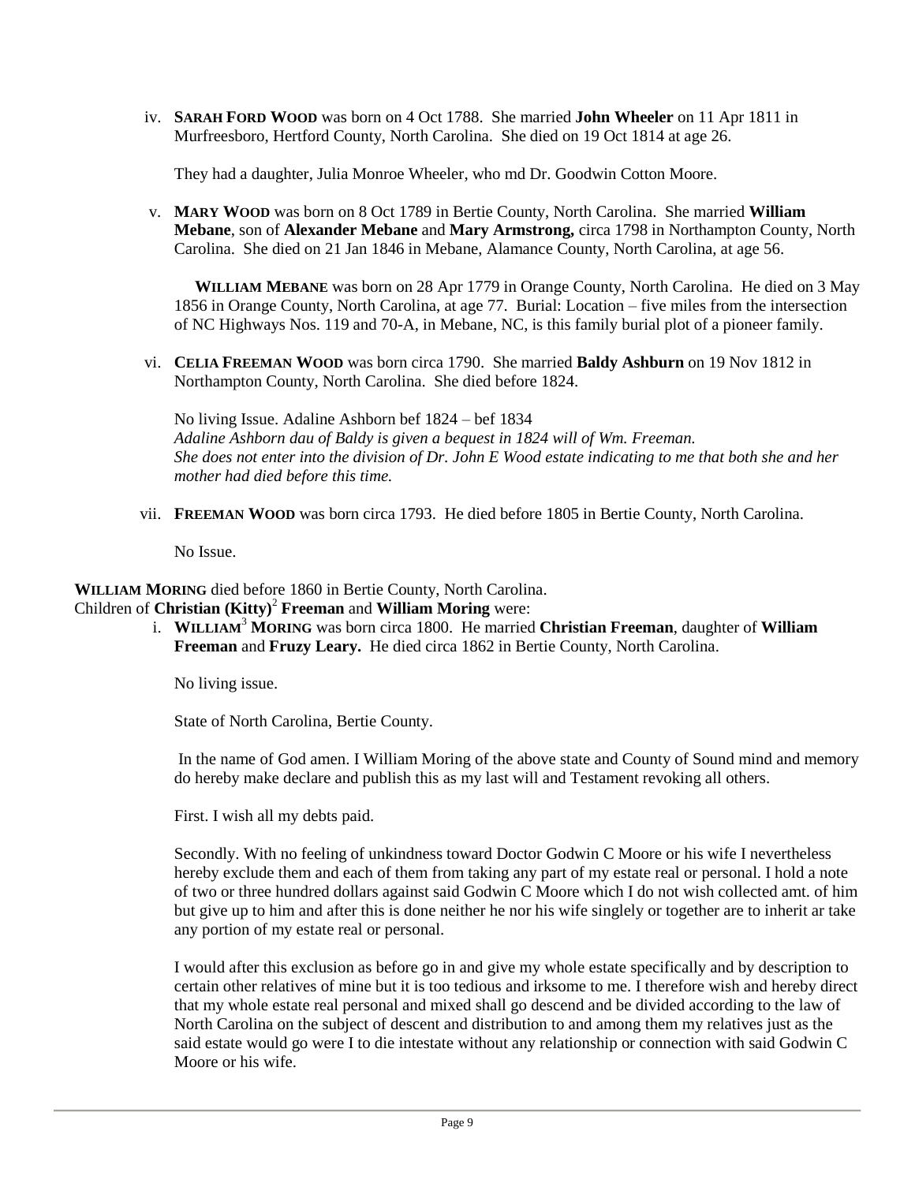iv. **SARAH FORD WOOD** was born on 4 Oct 1788. She married **John Wheeler** on 11 Apr 1811 in Murfreesboro, Hertford County, North Carolina. She died on 19 Oct 1814 at age 26.

They had a daughter, Julia Monroe Wheeler, who md Dr. Goodwin Cotton Moore.

v. **MARY WOOD** was born on 8 Oct 1789 in Bertie County, North Carolina. She married **William Mebane**, son of **Alexander Mebane** and **Mary Armstrong,** circa 1798 in Northampton County, North Carolina. She died on 21 Jan 1846 in Mebane, Alamance County, North Carolina, at age 56.

**WILLIAM MEBANE** was born on 28 Apr 1779 in Orange County, North Carolina. He died on 3 May 1856 in Orange County, North Carolina, at age 77. Burial: Location – five miles from the intersection of NC Highways Nos. 119 and 70-A, in Mebane, NC, is this family burial plot of a pioneer family.

vi. **CELIA FREEMAN WOOD** was born circa 1790. She married **Baldy Ashburn** on 19 Nov 1812 in Northampton County, North Carolina. She died before 1824.

No living Issue. Adaline Ashborn bef 1824 – bef 1834
*Adaline Ashborn dau of Baldy is given a bequest in 1824 will of Wm. Freeman.*
*She does not enter into the division of Dr. John E Wood estate indicating to me that both she and her mother had died before this time.*

vii. **FREEMAN WOOD** was born circa 1793. He died before 1805 in Bertie County, North Carolina.

No Issue.

**WILLIAM MORING** died before 1860 in Bertie County, North Carolina.
Children of **Christian (Kitty)**[2] **Freeman** and **William Moring** were:

i. **WILLIAM**[3] **MORING** was born circa 1800. He married **Christian Freeman**, daughter of **William Freeman** and **Fruzy Leary.** He died circa 1862 in Bertie County, North Carolina.

No living issue.

State of North Carolina, Bertie County.

In the name of God amen. I William Moring of the above state and County of Sound mind and memory do hereby make declare and publish this as my last will and Testament revoking all others.

First. I wish all my debts paid.

Secondly. With no feeling of unkindness toward Doctor Godwin C Moore or his wife I nevertheless hereby exclude them and each of them from taking any part of my estate real or personal. I hold a note of two or three hundred dollars against said Godwin C Moore which I do not wish collected amt. of him but give up to him and after this is done neither he nor his wife singlely or together are to inherit ar take any portion of my estate real or personal.

I would after this exclusion as before go in and give my whole estate specifically and by description to certain other relatives of mine but it is too tedious and irksome to me. I therefore wish and hereby direct that my whole estate real personal and mixed shall go descend and be divided according to the law of North Carolina on the subject of descent and distribution to and among them my relatives just as the said estate would go were I to die intestate without any relationship or connection with said Godwin C Moore or his wife.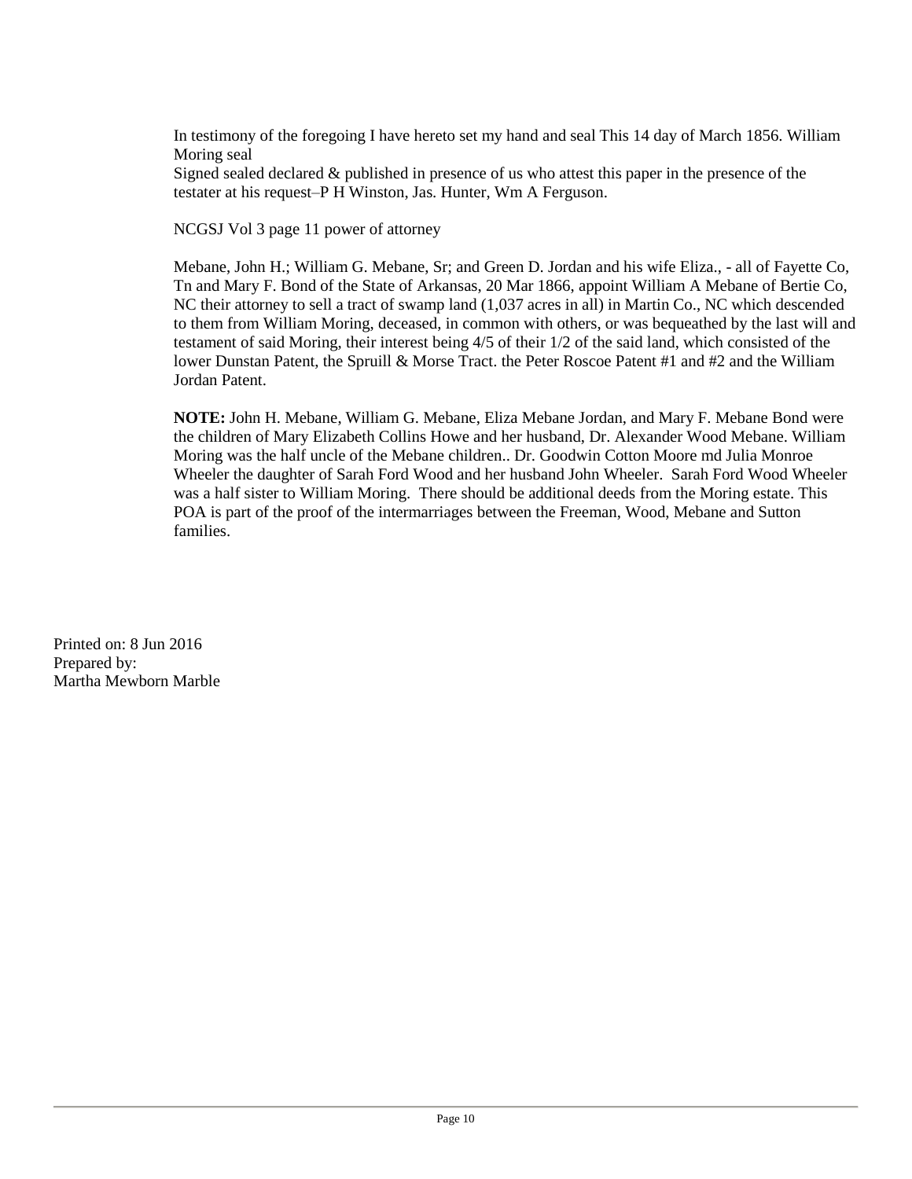In testimony of the foregoing I have hereto set my hand and seal This 14 day of March 1856. William Moring seal

Signed sealed declared & published in presence of us who attest this paper in the presence of the testater at his request–P H Winston, Jas. Hunter, Wm A Ferguson.

NCGSJ Vol 3 page 11 power of attorney

Mebane, John H.; William G. Mebane, Sr; and Green D. Jordan and his wife Eliza., - all of Fayette Co, Tn and Mary F. Bond of the State of Arkansas, 20 Mar 1866, appoint William A Mebane of Bertie Co, NC their attorney to sell a tract of swamp land (1,037 acres in all) in Martin Co., NC which descended to them from William Moring, deceased, in common with others, or was bequeathed by the last will and testament of said Moring, their interest being 4/5 of their 1/2 of the said land, which consisted of the lower Dunstan Patent, the Spruill & Morse Tract. the Peter Roscoe Patent #1 and #2 and the William Jordan Patent.

**NOTE:** John H. Mebane, William G. Mebane, Eliza Mebane Jordan, and Mary F. Mebane Bond were the children of Mary Elizabeth Collins Howe and her husband, Dr. Alexander Wood Mebane. William Moring was the half uncle of the Mebane children.. Dr. Goodwin Cotton Moore md Julia Monroe Wheeler the daughter of Sarah Ford Wood and her husband John Wheeler. Sarah Ford Wood Wheeler was a half sister to William Moring. There should be additional deeds from the Moring estate. This POA is part of the proof of the intermarriages between the Freeman, Wood, Mebane and Sutton families.

Printed on: 8 Jun 2016
Prepared by:
Martha Mewborn Marble